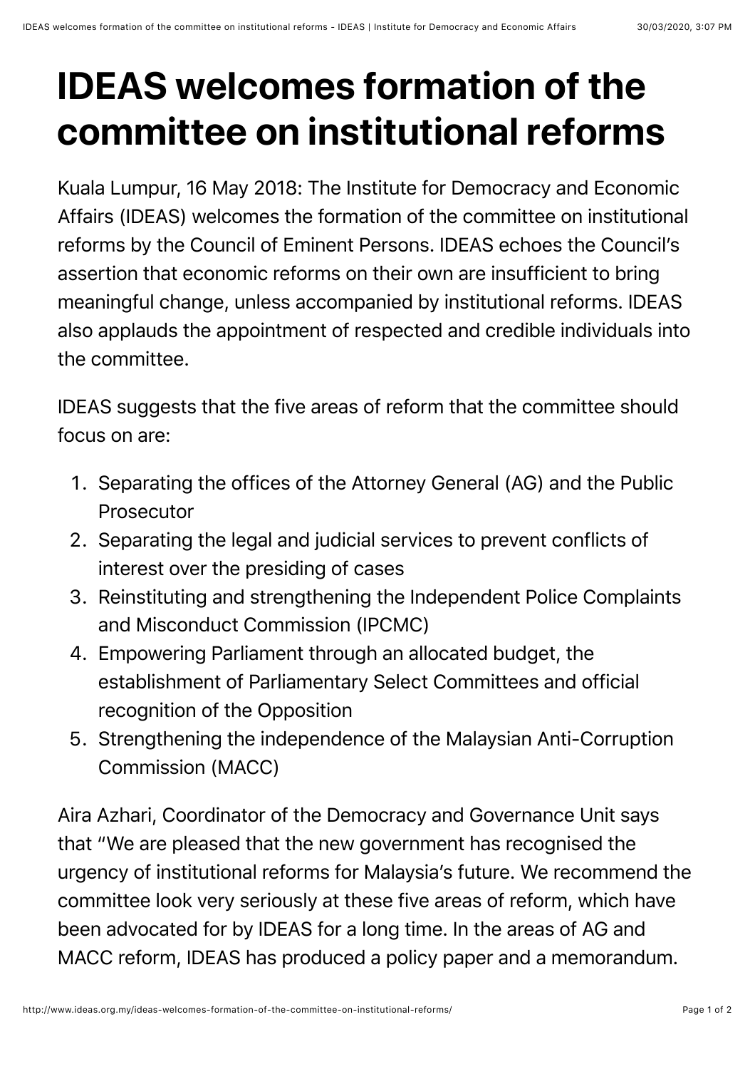# IDEAS welcomes formation of the committee on institutional reforms

Kuala Lumpur, 16 May 2018: The Institute for Democracy and Economic Affairs (IDEAS) welcomes the formation of the committee on institutional reforms by the Council of Eminent Persons. IDEAS echoes the Council's assertion that economic reforms on their own are insufficient to bring meaningful change, unless accompanied by institutional reforms. IDEAS also applauds the appointment of respected and credible individuals into the committee.

IDEAS suggests that the five areas of reform that the committee should focus on are:

1. Separating the offices of the Attorney General (AG) and the Public Prosecutor
2. Separating the legal and judicial services to prevent conflicts of interest over the presiding of cases
3. Reinstituting and strengthening the Independent Police Complaints and Misconduct Commission (IPCMC)
4. Empowering Parliament through an allocated budget, the establishment of Parliamentary Select Committees and official recognition of the Opposition
5. Strengthening the independence of the Malaysian Anti-Corruption Commission (MACC)

Aira Azhari, Coordinator of the Democracy and Governance Unit says that "We are pleased that the new government has recognised the urgency of institutional reforms for Malaysia's future. We recommend the committee look very seriously at these five areas of reform, which have been advocated for by IDEAS for a long time. In the areas of AG and MACC reform, IDEAS has produced a policy paper and a memorandum.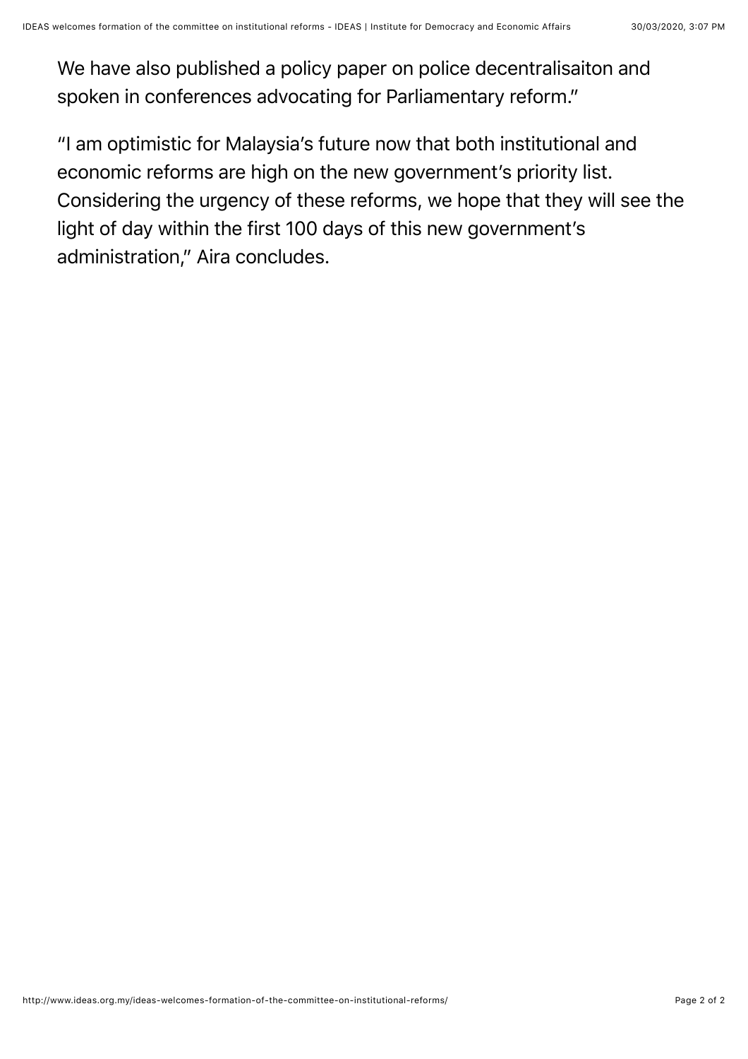We have also published a policy paper on police decentralisaiton and spoken in conferences advocating for Parliamentary reform."

"I am optimistic for Malaysia's future now that both institutional and economic reforms are high on the new government's priority list. Considering the urgency of these reforms, we hope that they will see the light of day within the first 100 days of this new government's administration," Aira concludes.